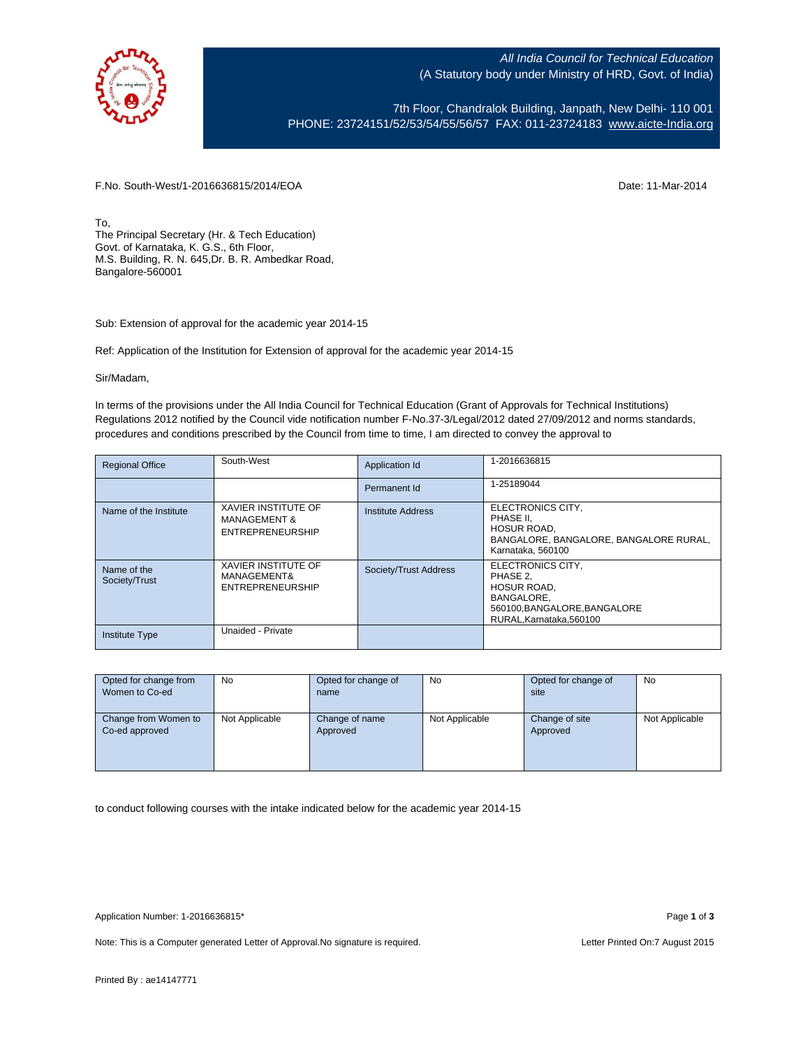*All India Council for Technical Education*
(A Statutory body under Ministry of HRD, Govt. of India)

7th Floor, Chandralok Building, Janpath, New Delhi- 110 001
PHONE: 23724151/52/53/54/55/56/57 FAX: 011-23724183 www.aicte-India.org

F.No. South-West/1-2016636815/2014/EOA

Date: 11-Mar-2014

To,
The Principal Secretary (Hr. & Tech Education)
Govt. of Karnataka, K. G.S., 6th Floor,
M.S. Building, R. N. 645,Dr. B. R. Ambedkar Road,
Bangalore-560001

Sub: Extension of approval for the academic year 2014-15

Ref: Application of the Institution for Extension of approval for the academic year 2014-15

Sir/Madam,

In terms of the provisions under the All India Council for Technical Education (Grant of Approvals for Technical Institutions) Regulations 2012 notified by the Council vide notification number F-No.37-3/Legal/2012 dated 27/09/2012 and norms standards, procedures and conditions prescribed by the Council from time to time, I am directed to convey the approval to

| Regional Office | South-West | Application Id | 1-2016636815 |
|---|---|---|---|
| | | Permanent Id | 1-25189044 |
| Name of the Institute | XAVIER INSTITUTE OF MANAGEMENT & ENTREPRENEURSHIP | Institute Address | ELECTRONICS CITY, PHASE II, HOSUR ROAD, BANGALORE, BANGALORE, BANGALORE RURAL, Karnataka, 560100 |
| Name of the Society/Trust | XAVIER INSTITUTE OF MANAGEMENT& ENTREPRENEURSHIP | Society/Trust Address | ELECTRONICS CITY, PHASE 2, HOSUR ROAD, BANGALORE, 560100,BANGALORE,BANGALORE RURAL,Karnataka,560100 |
| Institute Type | Unaided - Private | | |

| Opted for change from Women to Co-ed | No | Opted for change of name | No | Opted for change of site | No |
|---|---|---|---|---|---|
| Change from Women to Co-ed approved | Not Applicable | Change of name Approved | Not Applicable | Change of site Approved | Not Applicable |

to conduct following courses with the intake indicated below for the academic year 2014-15

Application Number: 1-2016636815*

Note: This is a Computer generated Letter of Approval.No signature is required.

Letter Printed On:7 August 2015

Printed By : ae14147771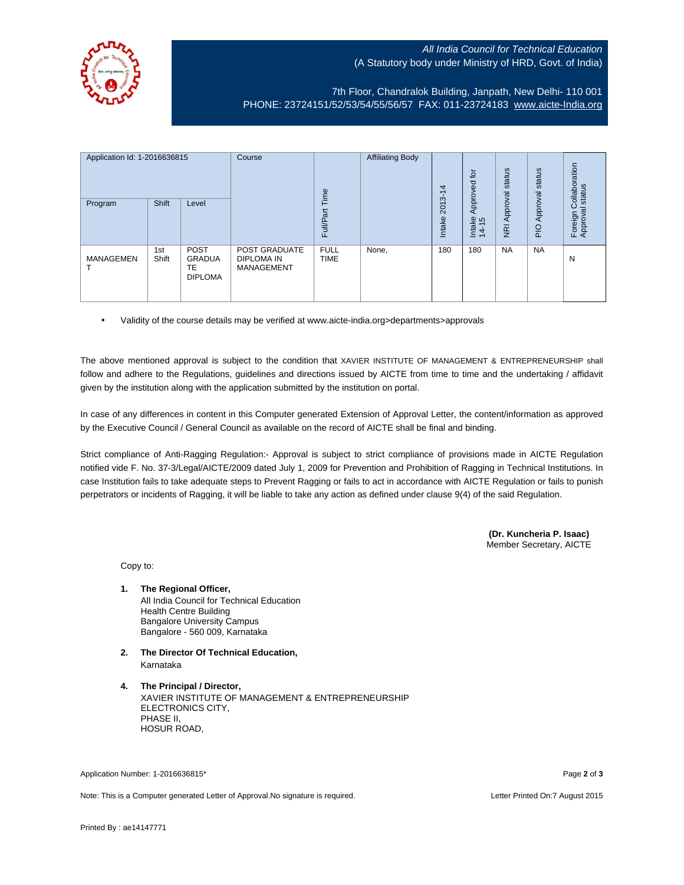All India Council for Technical Education
(A Statutory body under Ministry of HRD, Govt. of India)

7th Floor, Chandralok Building, Janpath, New Delhi- 110 001
PHONE: 23724151/52/53/54/55/56/57 FAX: 011-23724183 www.aicte-India.org

| Application Id: 1-2016636815 | | | Course | Full/Part Time | Affiliating Body | Intake 2013-14 | Intake Approved for 14-15 | NRI Approval status | PIO Approval status | Foreign Collaboration Approval status |
|---|---|---|---|---|---|---|---|---|---|---|
| Program | Shift | Level | | | | | | | | |
| MANAGEMENT | 1st Shift | POST GRADUATE DIPLOMA | POST GRADUATE DIPLOMA IN MANAGEMENT | FULL TIME | None, | 180 | 180 | NA | NA | N |

- Validity of the course details may be verified at www.aicte-india.org>departments>approvals

The above mentioned approval is subject to the condition that XAVIER INSTITUTE OF MANAGEMENT & ENTREPRENEURSHIP shall follow and adhere to the Regulations, guidelines and directions issued by AICTE from time to time and the undertaking / affidavit given by the institution along with the application submitted by the institution on portal.

In case of any differences in content in this Computer generated Extension of Approval Letter, the content/information as approved by the Executive Council / General Council as available on the record of AICTE shall be final and binding.

Strict compliance of Anti-Ragging Regulation:- Approval is subject to strict compliance of provisions made in AICTE Regulation notified vide F. No. 37-3/Legal/AICTE/2009 dated July 1, 2009 for Prevention and Prohibition of Ragging in Technical Institutions. In case Institution fails to take adequate steps to Prevent Ragging or fails to act in accordance with AICTE Regulation or fails to punish perpetrators or incidents of Ragging, it will be liable to take any action as defined under clause 9(4) of the said Regulation.

**(Dr. Kuncheria P. Isaac)**
Member Secretary, AICTE

Copy to:

1. **The Regional Officer,**
   All India Council for Technical Education
   Health Centre Building
   Bangalore University Campus
   Bangalore - 560 009, Karnataka

2. **The Director Of Technical Education,**
   Karnataka

4. **The Principal / Director,**
   XAVIER INSTITUTE OF MANAGEMENT & ENTREPRENEURSHIP
   ELECTRONICS CITY,
   PHASE II,
   HOSUR ROAD,

Application Number: 1-2016636815*

Note: This is a Computer generated Letter of Approval.No signature is required.

Letter Printed On:7 August 2015

Printed By : ae14147771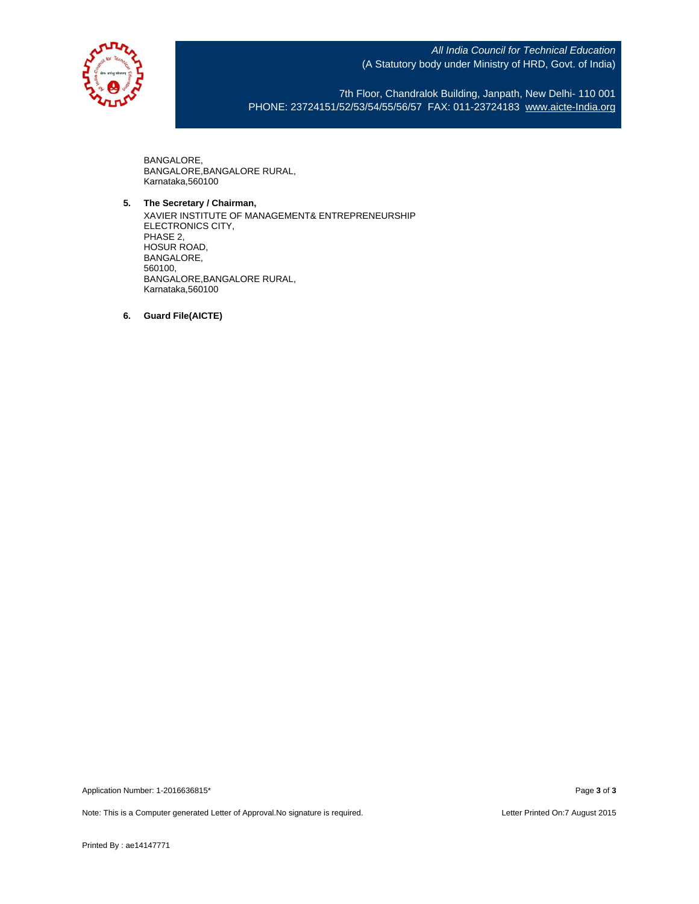BANGALORE,
BANGALORE,BANGALORE RURAL,
Karnataka,560100

5. **The Secretary / Chairman,**
   XAVIER INSTITUTE OF MANAGEMENT& ENTREPRENEURSHIP
   ELECTRONICS CITY,
   PHASE 2,
   HOSUR ROAD,
   BANGALORE,
   560100,
   BANGALORE,BANGALORE RURAL,
   Karnataka,560100

6. **Guard File(AICTE)**

Application Number: 1-2016636815*

Note: This is a Computer generated Letter of Approval.No signature is required.

Letter Printed On:7 August 2015

Printed By : ae14147771